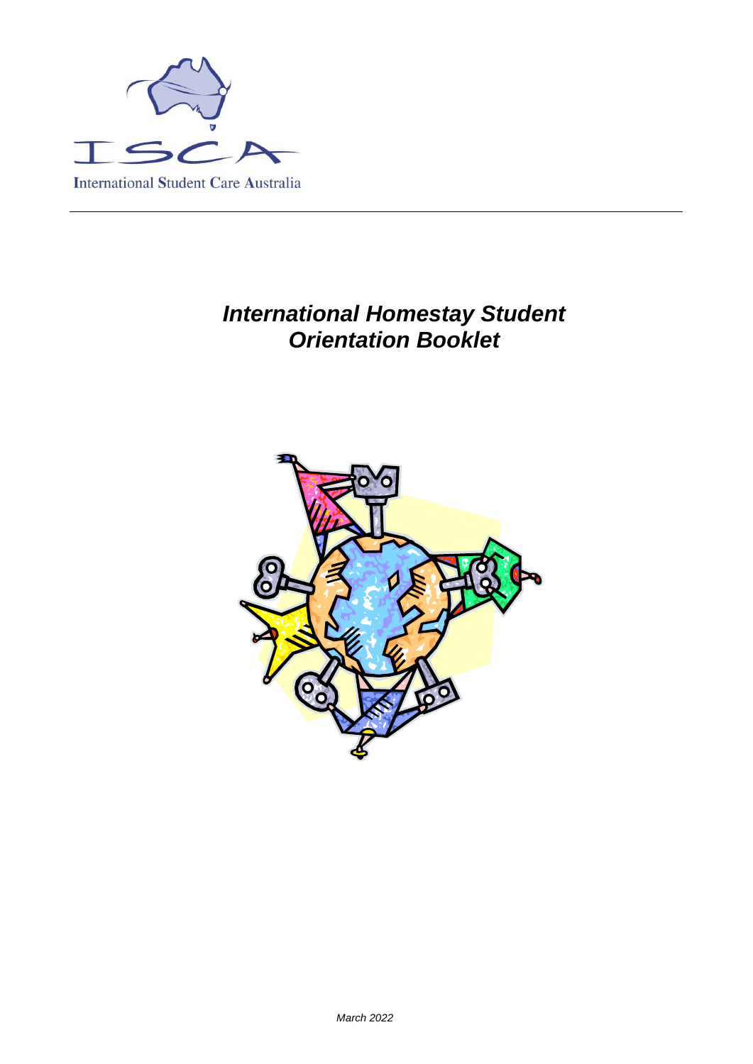ISCA

International Student Care Australia

---

# *International Homestay Student Orientation Booklet*

*March 2022*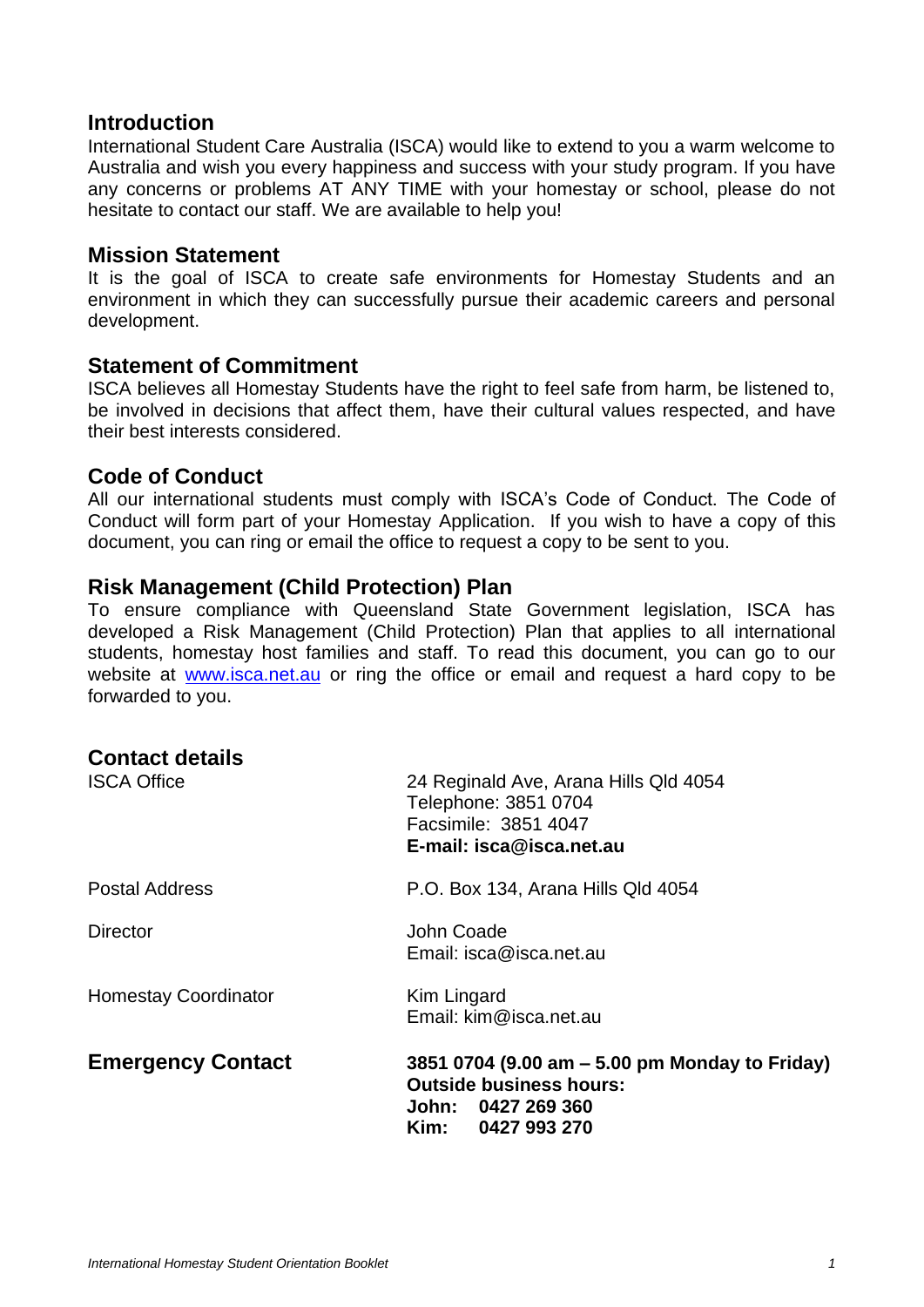## Introduction

International Student Care Australia (ISCA) would like to extend to you a warm welcome to Australia and wish you every happiness and success with your study program. If you have any concerns or problems AT ANY TIME with your homestay or school, please do not hesitate to contact our staff. We are available to help you!

## Mission Statement

It is the goal of ISCA to create safe environments for Homestay Students and an environment in which they can successfully pursue their academic careers and personal development.

## Statement of Commitment

ISCA believes all Homestay Students have the right to feel safe from harm, be listened to, be involved in decisions that affect them, have their cultural values respected, and have their best interests considered.

## Code of Conduct

All our international students must comply with ISCA's Code of Conduct. The Code of Conduct will form part of your Homestay Application. If you wish to have a copy of this document, you can ring or email the office to request a copy to be sent to you.

## Risk Management (Child Protection) Plan

To ensure compliance with Queensland State Government legislation, ISCA has developed a Risk Management (Child Protection) Plan that applies to all international students, homestay host families and staff. To read this document, you can go to our website at www.isca.net.au or ring the office or email and request a hard copy to be forwarded to you.

## Contact details

| | |
|---|---|
| ISCA Office | 24 Reginald Ave, Arana Hills Qld 4054<br>Telephone: 3851 0704<br>Facsimile: 3851 4047<br>**E-mail: isca@isca.net.au** |
| Postal Address | P.O. Box 134, Arana Hills Qld 4054 |
| Director | John Coade<br>Email: isca@isca.net.au |
| Homestay Coordinator | Kim Lingard<br>Email: kim@isca.net.au |
| **Emergency Contact** | **3851 0704 (9.00 am – 5.00 pm Monday to Friday)**<br>**Outside business hours:**<br>**John: 0427 269 360**<br>**Kim: 0427 993 270** |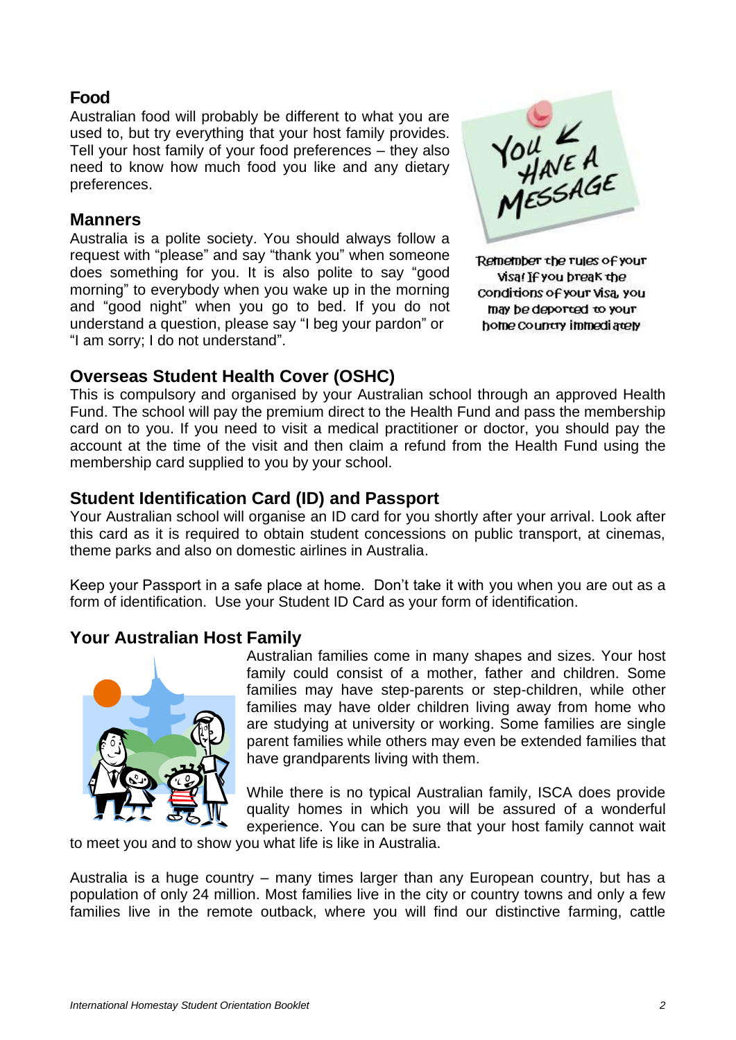## Food

Australian food will probably be different to what you are used to, but try everything that your host family provides. Tell your host family of your food preferences – they also need to know how much food you like and any dietary preferences.

## Manners

Australia is a polite society. You should always follow a request with "please" and say "thank you" when someone does something for you. It is also polite to say "good morning" to everybody when you wake up in the morning and "good night" when you go to bed. If you do not understand a question, please say "I beg your pardon" or "I am sorry; I do not understand".

Remember the rules of your visa! If you break the conditions of your visa, you may be deported to your home country immediately

## Overseas Student Health Cover (OSHC)

This is compulsory and organised by your Australian school through an approved Health Fund. The school will pay the premium direct to the Health Fund and pass the membership card on to you. If you need to visit a medical practitioner or doctor, you should pay the account at the time of the visit and then claim a refund from the Health Fund using the membership card supplied to you by your school.

## Student Identification Card (ID) and Passport

Your Australian school will organise an ID card for you shortly after your arrival. Look after this card as it is required to obtain student concessions on public transport, at cinemas, theme parks and also on domestic airlines in Australia.

Keep your Passport in a safe place at home. Don't take it with you when you are out as a form of identification. Use your Student ID Card as your form of identification.

## Your Australian Host Family

Australian families come in many shapes and sizes. Your host family could consist of a mother, father and children. Some families may have step-parents or step-children, while other families may have older children living away from home who are studying at university or working. Some families are single parent families while others may even be extended families that have grandparents living with them.

While there is no typical Australian family, ISCA does provide quality homes in which you will be assured of a wonderful experience. You can be sure that your host family cannot wait to meet you and to show you what life is like in Australia.

Australia is a huge country – many times larger than any European country, but has a population of only 24 million. Most families live in the city or country towns and only a few families live in the remote outback, where you will find our distinctive farming, cattle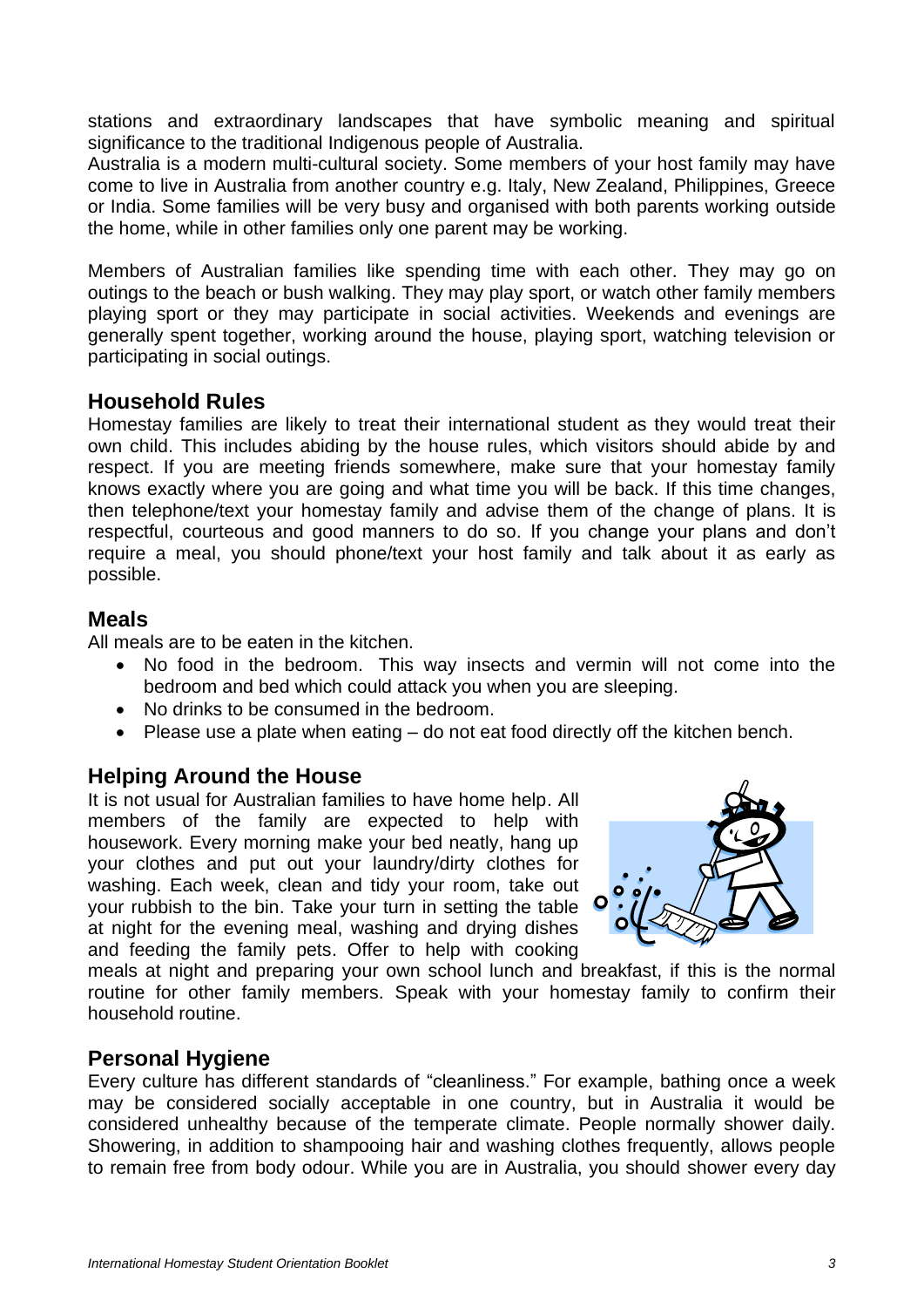stations and extraordinary landscapes that have symbolic meaning and spiritual significance to the traditional Indigenous people of Australia.

Australia is a modern multi-cultural society. Some members of your host family may have come to live in Australia from another country e.g. Italy, New Zealand, Philippines, Greece or India. Some families will be very busy and organised with both parents working outside the home, while in other families only one parent may be working.

Members of Australian families like spending time with each other. They may go on outings to the beach or bush walking. They may play sport, or watch other family members playing sport or they may participate in social activities. Weekends and evenings are generally spent together, working around the house, playing sport, watching television or participating in social outings.

## Household Rules

Homestay families are likely to treat their international student as they would treat their own child. This includes abiding by the house rules, which visitors should abide by and respect. If you are meeting friends somewhere, make sure that your homestay family knows exactly where you are going and what time you will be back. If this time changes, then telephone/text your homestay family and advise them of the change of plans. It is respectful, courteous and good manners to do so. If you change your plans and don't require a meal, you should phone/text your host family and talk about it as early as possible.

## Meals

All meals are to be eaten in the kitchen.

- No food in the bedroom. This way insects and vermin will not come into the bedroom and bed which could attack you when you are sleeping.
- No drinks to be consumed in the bedroom.
- Please use a plate when eating – do not eat food directly off the kitchen bench.

## Helping Around the House

It is not usual for Australian families to have home help. All members of the family are expected to help with housework. Every morning make your bed neatly, hang up your clothes and put out your laundry/dirty clothes for washing. Each week, clean and tidy your room, take out your rubbish to the bin. Take your turn in setting the table at night for the evening meal, washing and drying dishes and feeding the family pets. Offer to help with cooking meals at night and preparing your own school lunch and breakfast, if this is the normal routine for other family members. Speak with your homestay family to confirm their household routine.

## Personal Hygiene

Every culture has different standards of "cleanliness." For example, bathing once a week may be considered socially acceptable in one country, but in Australia it would be considered unhealthy because of the temperate climate. People normally shower daily. Showering, in addition to shampooing hair and washing clothes frequently, allows people to remain free from body odour. While you are in Australia, you should shower every day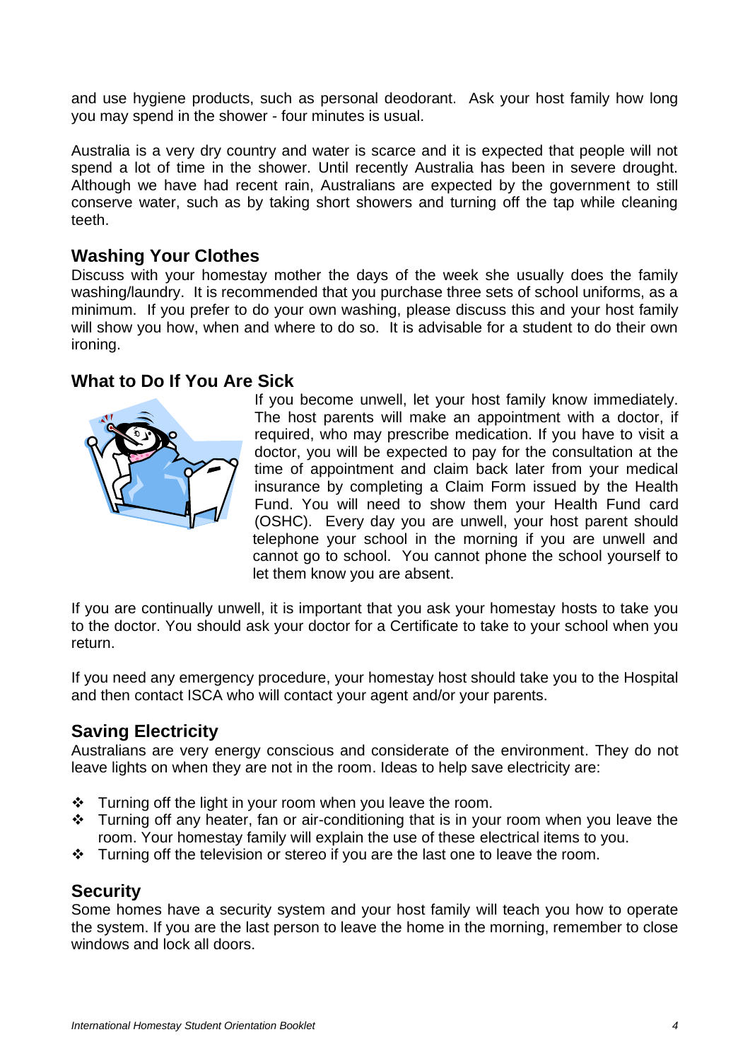and use hygiene products, such as personal deodorant. Ask your host family how long you may spend in the shower - four minutes is usual.

Australia is a very dry country and water is scarce and it is expected that people will not spend a lot of time in the shower. Until recently Australia has been in severe drought. Although we have had recent rain, Australians are expected by the government to still conserve water, such as by taking short showers and turning off the tap while cleaning teeth.

## Washing Your Clothes

Discuss with your homestay mother the days of the week she usually does the family washing/laundry. It is recommended that you purchase three sets of school uniforms, as a minimum. If you prefer to do your own washing, please discuss this and your host family will show you how, when and where to do so. It is advisable for a student to do their own ironing.

## What to Do If You Are Sick

If you become unwell, let your host family know immediately. The host parents will make an appointment with a doctor, if required, who may prescribe medication. If you have to visit a doctor, you will be expected to pay for the consultation at the time of appointment and claim back later from your medical insurance by completing a Claim Form issued by the Health Fund. You will need to show them your Health Fund card (OSHC). Every day you are unwell, your host parent should telephone your school in the morning if you are unwell and cannot go to school. You cannot phone the school yourself to let them know you are absent.

If you are continually unwell, it is important that you ask your homestay hosts to take you to the doctor. You should ask your doctor for a Certificate to take to your school when you return.

If you need any emergency procedure, your homestay host should take you to the Hospital and then contact ISCA who will contact your agent and/or your parents.

## Saving Electricity

Australians are very energy conscious and considerate of the environment. They do not leave lights on when they are not in the room. Ideas to help save electricity are:

- Turning off the light in your room when you leave the room.
- Turning off any heater, fan or air-conditioning that is in your room when you leave the room. Your homestay family will explain the use of these electrical items to you.
- Turning off the television or stereo if you are the last one to leave the room.

## Security

Some homes have a security system and your host family will teach you how to operate the system. If you are the last person to leave the home in the morning, remember to close windows and lock all doors.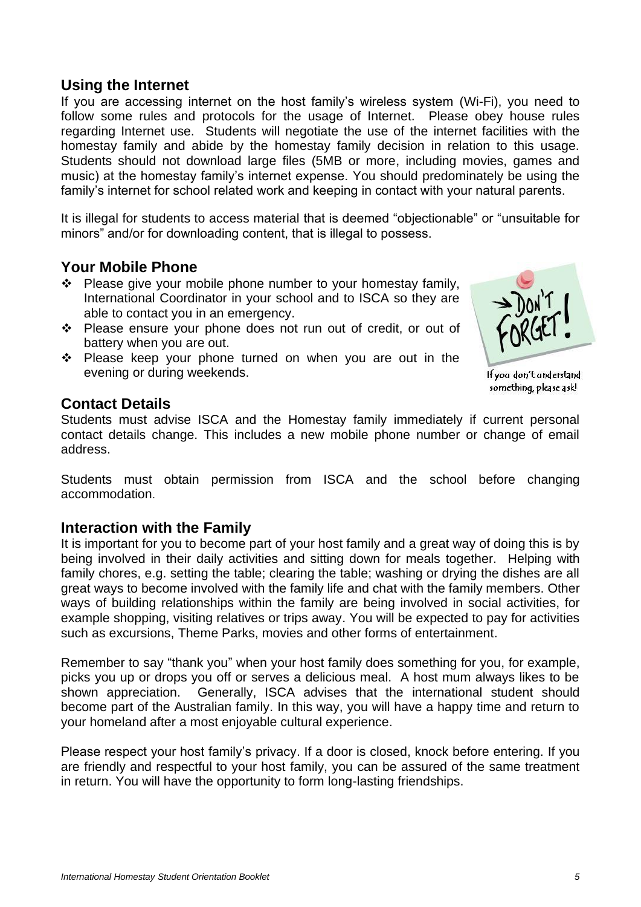## Using the Internet

If you are accessing internet on the host family's wireless system (Wi-Fi), you need to follow some rules and protocols for the usage of Internet. Please obey house rules regarding Internet use. Students will negotiate the use of the internet facilities with the homestay family and abide by the homestay family decision in relation to this usage. Students should not download large files (5MB or more, including movies, games and music) at the homestay family's internet expense. You should predominately be using the family's internet for school related work and keeping in contact with your natural parents.

It is illegal for students to access material that is deemed "objectionable" or "unsuitable for minors" and/or for downloading content, that is illegal to possess.

## Your Mobile Phone

- Please give your mobile phone number to your homestay family, International Coordinator in your school and to ISCA so they are able to contact you in an emergency.
- Please ensure your phone does not run out of credit, or out of battery when you are out.
- Please keep your phone turned on when you are out in the evening or during weekends.

If you don't understand something, please ask!

## Contact Details

Students must advise ISCA and the Homestay family immediately if current personal contact details change. This includes a new mobile phone number or change of email address.

Students must obtain permission from ISCA and the school before changing accommodation.

## Interaction with the Family

It is important for you to become part of your host family and a great way of doing this is by being involved in their daily activities and sitting down for meals together. Helping with family chores, e.g. setting the table; clearing the table; washing or drying the dishes are all great ways to become involved with the family life and chat with the family members. Other ways of building relationships within the family are being involved in social activities, for example shopping, visiting relatives or trips away. You will be expected to pay for activities such as excursions, Theme Parks, movies and other forms of entertainment.

Remember to say "thank you" when your host family does something for you, for example, picks you up or drops you off or serves a delicious meal. A host mum always likes to be shown appreciation. Generally, ISCA advises that the international student should become part of the Australian family. In this way, you will have a happy time and return to your homeland after a most enjoyable cultural experience.

Please respect your host family's privacy. If a door is closed, knock before entering. If you are friendly and respectful to your host family, you can be assured of the same treatment in return. You will have the opportunity to form long-lasting friendships.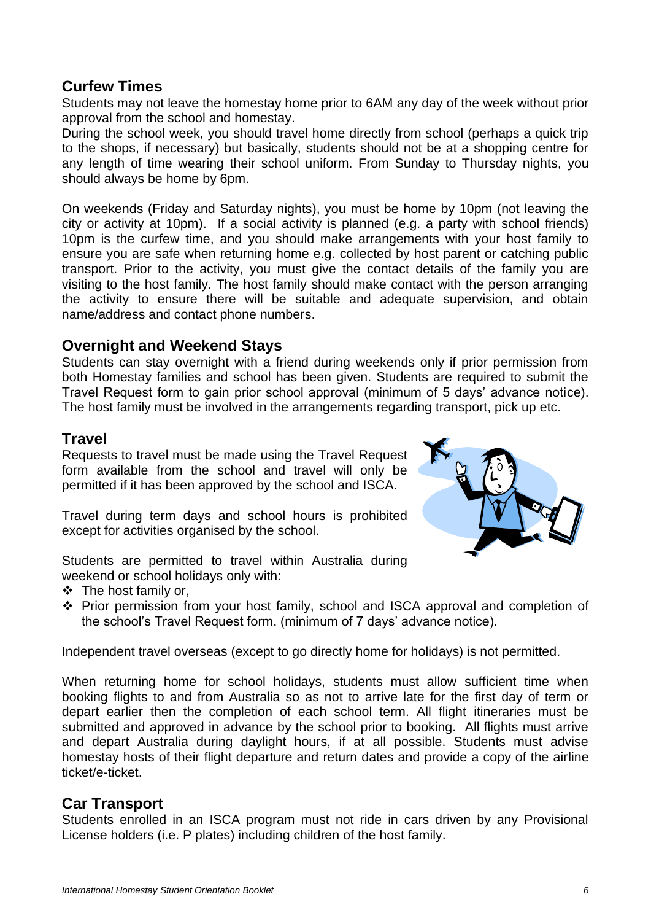## Curfew Times

Students may not leave the homestay home prior to 6AM any day of the week without prior approval from the school and homestay.

During the school week, you should travel home directly from school (perhaps a quick trip to the shops, if necessary) but basically, students should not be at a shopping centre for any length of time wearing their school uniform. From Sunday to Thursday nights, you should always be home by 6pm.

On weekends (Friday and Saturday nights), you must be home by 10pm (not leaving the city or activity at 10pm). If a social activity is planned (e.g. a party with school friends) 10pm is the curfew time, and you should make arrangements with your host family to ensure you are safe when returning home e.g. collected by host parent or catching public transport. Prior to the activity, you must give the contact details of the family you are visiting to the host family. The host family should make contact with the person arranging the activity to ensure there will be suitable and adequate supervision, and obtain name/address and contact phone numbers.

## Overnight and Weekend Stays

Students can stay overnight with a friend during weekends only if prior permission from both Homestay families and school has been given. Students are required to submit the Travel Request form to gain prior school approval (minimum of 5 days' advance notice). The host family must be involved in the arrangements regarding transport, pick up etc.

## Travel

Requests to travel must be made using the Travel Request form available from the school and travel will only be permitted if it has been approved by the school and ISCA.

Travel during term days and school hours is prohibited except for activities organised by the school.

Students are permitted to travel within Australia during weekend or school holidays only with:

- The host family or,
- Prior permission from your host family, school and ISCA approval and completion of the school's Travel Request form. (minimum of 7 days' advance notice).

Independent travel overseas (except to go directly home for holidays) is not permitted.

When returning home for school holidays, students must allow sufficient time when booking flights to and from Australia so as not to arrive late for the first day of term or depart earlier then the completion of each school term. All flight itineraries must be submitted and approved in advance by the school prior to booking. All flights must arrive and depart Australia during daylight hours, if at all possible. Students must advise homestay hosts of their flight departure and return dates and provide a copy of the airline ticket/e-ticket.

## Car Transport

Students enrolled in an ISCA program must not ride in cars driven by any Provisional License holders (i.e. P plates) including children of the host family.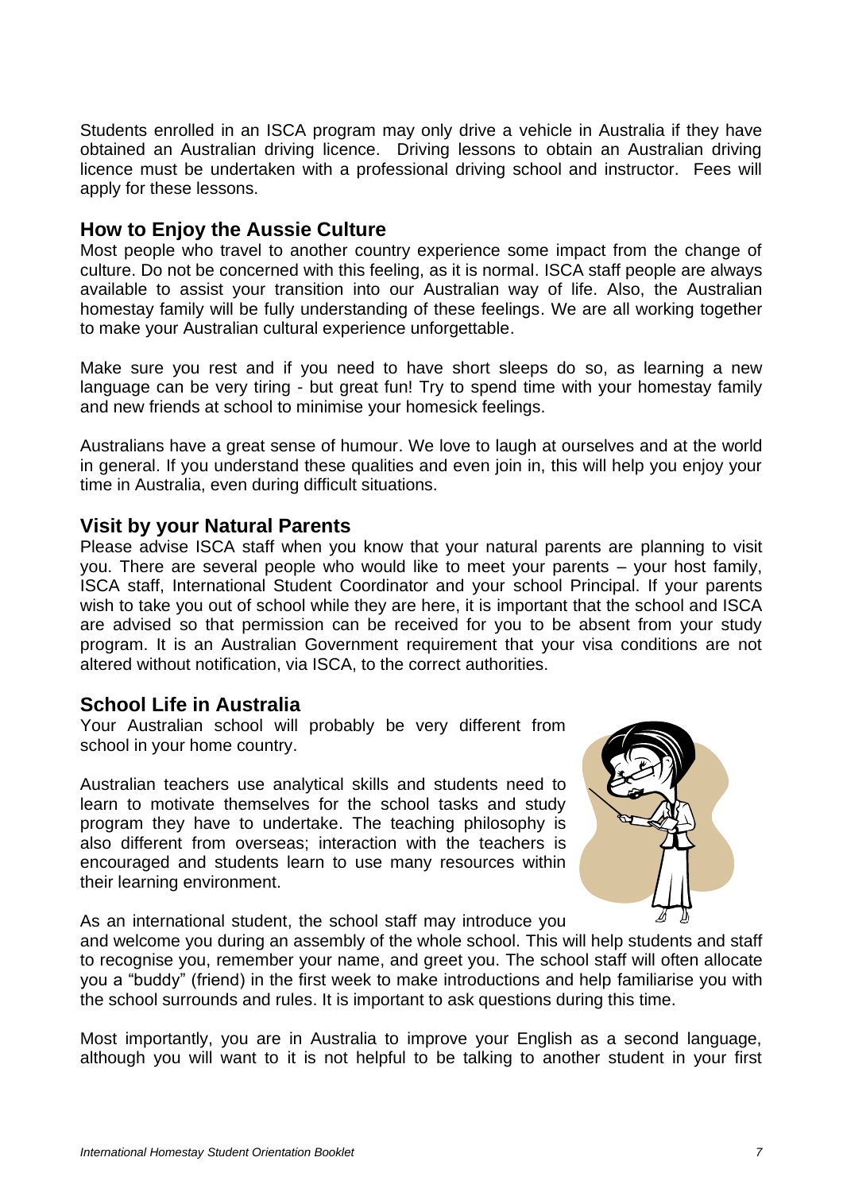Students enrolled in an ISCA program may only drive a vehicle in Australia if they have obtained an Australian driving licence. Driving lessons to obtain an Australian driving licence must be undertaken with a professional driving school and instructor. Fees will apply for these lessons.

## How to Enjoy the Aussie Culture

Most people who travel to another country experience some impact from the change of culture. Do not be concerned with this feeling, as it is normal. ISCA staff people are always available to assist your transition into our Australian way of life. Also, the Australian homestay family will be fully understanding of these feelings. We are all working together to make your Australian cultural experience unforgettable.

Make sure you rest and if you need to have short sleeps do so, as learning a new language can be very tiring - but great fun! Try to spend time with your homestay family and new friends at school to minimise your homesick feelings.

Australians have a great sense of humour. We love to laugh at ourselves and at the world in general. If you understand these qualities and even join in, this will help you enjoy your time in Australia, even during difficult situations.

## Visit by your Natural Parents

Please advise ISCA staff when you know that your natural parents are planning to visit you. There are several people who would like to meet your parents – your host family, ISCA staff, International Student Coordinator and your school Principal. If your parents wish to take you out of school while they are here, it is important that the school and ISCA are advised so that permission can be received for you to be absent from your study program. It is an Australian Government requirement that your visa conditions are not altered without notification, via ISCA, to the correct authorities.

## School Life in Australia

Your Australian school will probably be very different from school in your home country.

Australian teachers use analytical skills and students need to learn to motivate themselves for the school tasks and study program they have to undertake. The teaching philosophy is also different from overseas; interaction with the teachers is encouraged and students learn to use many resources within their learning environment.

As an international student, the school staff may introduce you and welcome you during an assembly of the whole school. This will help students and staff to recognise you, remember your name, and greet you. The school staff will often allocate you a "buddy" (friend) in the first week to make introductions and help familiarise you with the school surrounds and rules. It is important to ask questions during this time.

Most importantly, you are in Australia to improve your English as a second language, although you will want to it is not helpful to be talking to another student in your first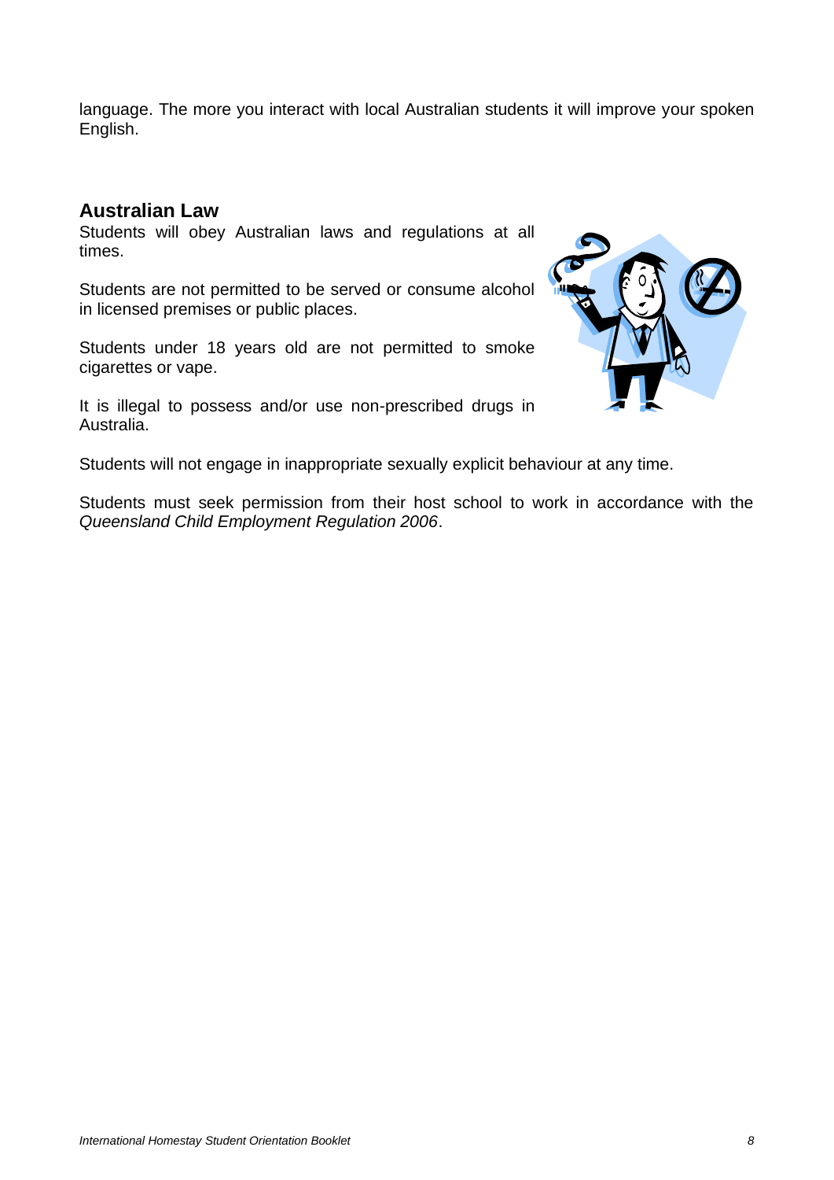language. The more you interact with local Australian students it will improve your spoken English.

## Australian Law

Students will obey Australian laws and regulations at all times.

Students are not permitted to be served or consume alcohol in licensed premises or public places.

Students under 18 years old are not permitted to smoke cigarettes or vape.

It is illegal to possess and/or use non-prescribed drugs in Australia.

Students will not engage in inappropriate sexually explicit behaviour at any time.

Students must seek permission from their host school to work in accordance with the *Queensland Child Employment Regulation 2006*.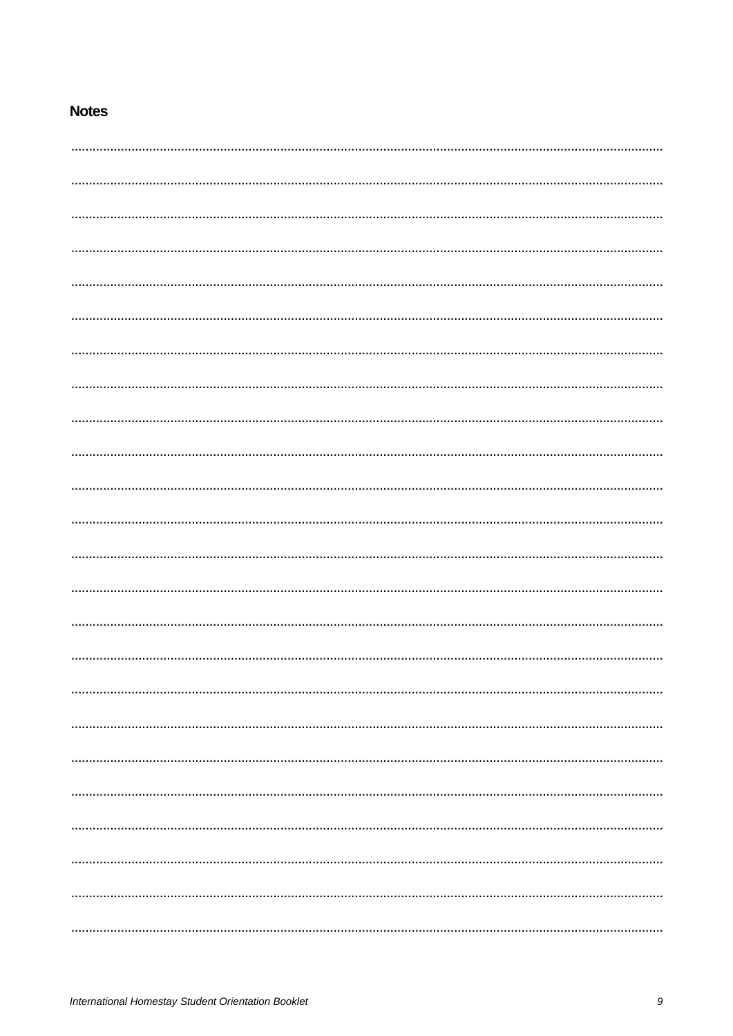**Notes**